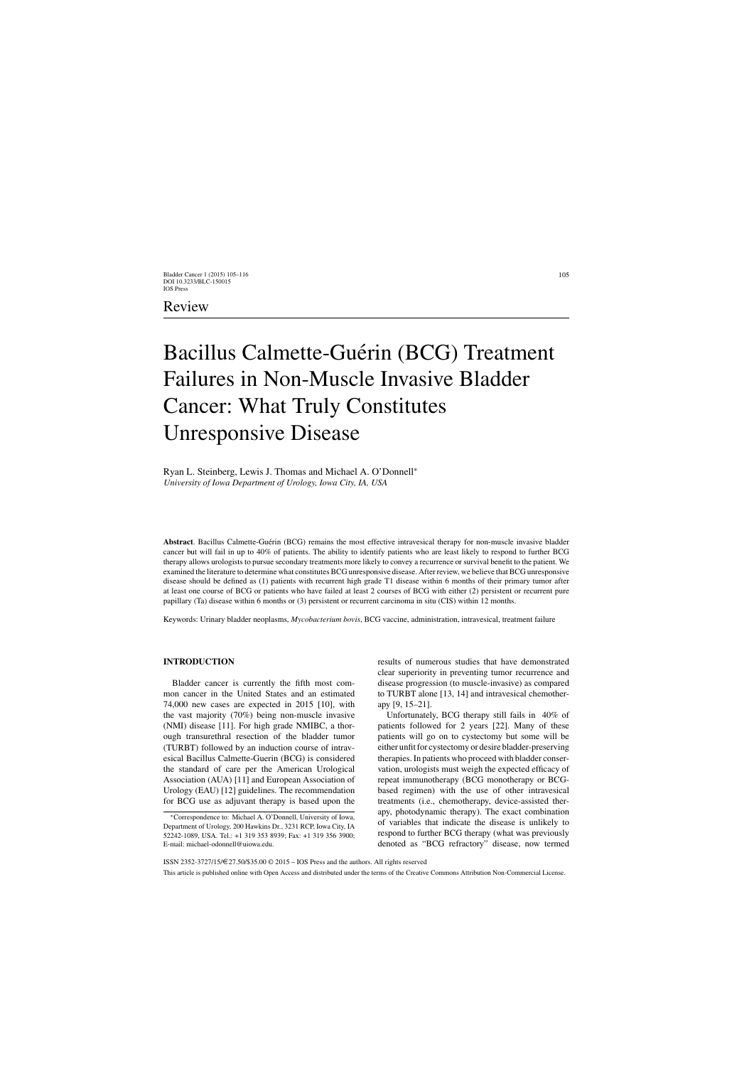## Review

# Bacillus Calmette-Guérin (BCG) Treatment Failures in Non-Muscle Invasive Bladder Cancer: What Truly Constitutes Unresponsive Disease

Ryan L. Steinberg, Lewis J. Thomas and Michael A. O'Donnell*

*University of Iowa Department of Urology, Iowa City, IA, USA*

**Abstract**. Bacillus Calmette-Guérin (BCG) remains the most effective intravesical therapy for non-muscle invasive bladder cancer but will fail in up to 40% of patients. The ability to identify patients who are least likely to respond to further BCG therapy allows urologists to pursue secondary treatments more likely to convey a recurrence or survival benefit to the patient. We examined the literature to determine what constitutes BCG unresponsive disease. After review, we believe that BCG unresponsive disease should be defined as (1) patients with recurrent high grade T1 disease within 6 months of their primary tumor after at least one course of BCG or patients who have failed at least 2 courses of BCG with either (2) persistent or recurrent pure papillary (Ta) disease within 6 months or (3) persistent or recurrent carcinoma in situ (CIS) within 12 months.

Keywords: Urinary bladder neoplasms, *Mycobacterium bovis*, BCG vaccine, administration, intravesical, treatment failure

## INTRODUCTION

Bladder cancer is currently the fifth most common cancer in the United States and an estimated 74,000 new cases are expected in 2015 [10], with the vast majority (70%) being non-muscle invasive (NMI) disease [11]. For high grade NMIBC, a thorough transurethral resection of the bladder tumor (TURBT) followed by an induction course of intravesical Bacillus Calmette-Guerin (BCG) is considered the standard of care per the American Urological Association (AUA) [11] and European Association of Urology (EAU) [12] guidelines. The recommendation for BCG use as adjuvant therapy is based upon the results of numerous studies that have demonstrated clear superiority in preventing tumor recurrence and disease progression (to muscle-invasive) as compared to TURBT alone [13, 14] and intravesical chemotherapy [9, 15–21].

Unfortunately, BCG therapy still fails in 40% of patients followed for 2 years [22]. Many of these patients will go on to cystectomy but some will be either unfit for cystectomy or desire bladder-preserving therapies. In patients who proceed with bladder conservation, urologists must weigh the expected efficacy of repeat immunotherapy (BCG monotherapy or BCG-based regimen) with the use of other intravesical treatments (i.e., chemotherapy, device-assisted therapy, photodynamic therapy). The exact combination of variables that indicate the disease is unlikely to respond to further BCG therapy (what was previously denoted as "BCG refractory" disease, now termed

*Correspondence to: Michael A. O'Donnell, University of Iowa, Department of Urology, 200 Hawkins Dr., 3231 RCP, Iowa City, IA 52242-1089, USA. Tel.: +1 319 353 8939; Fax: +1 319 356 3900; E-mail: michael-odonnell@uiowa.edu.

ISSN 2352-3727/15/€27.50/$35.00 © 2015 – IOS Press and the authors. All rights reserved

This article is published online with Open Access and distributed under the terms of the Creative Commons Attribution Non-Commercial License.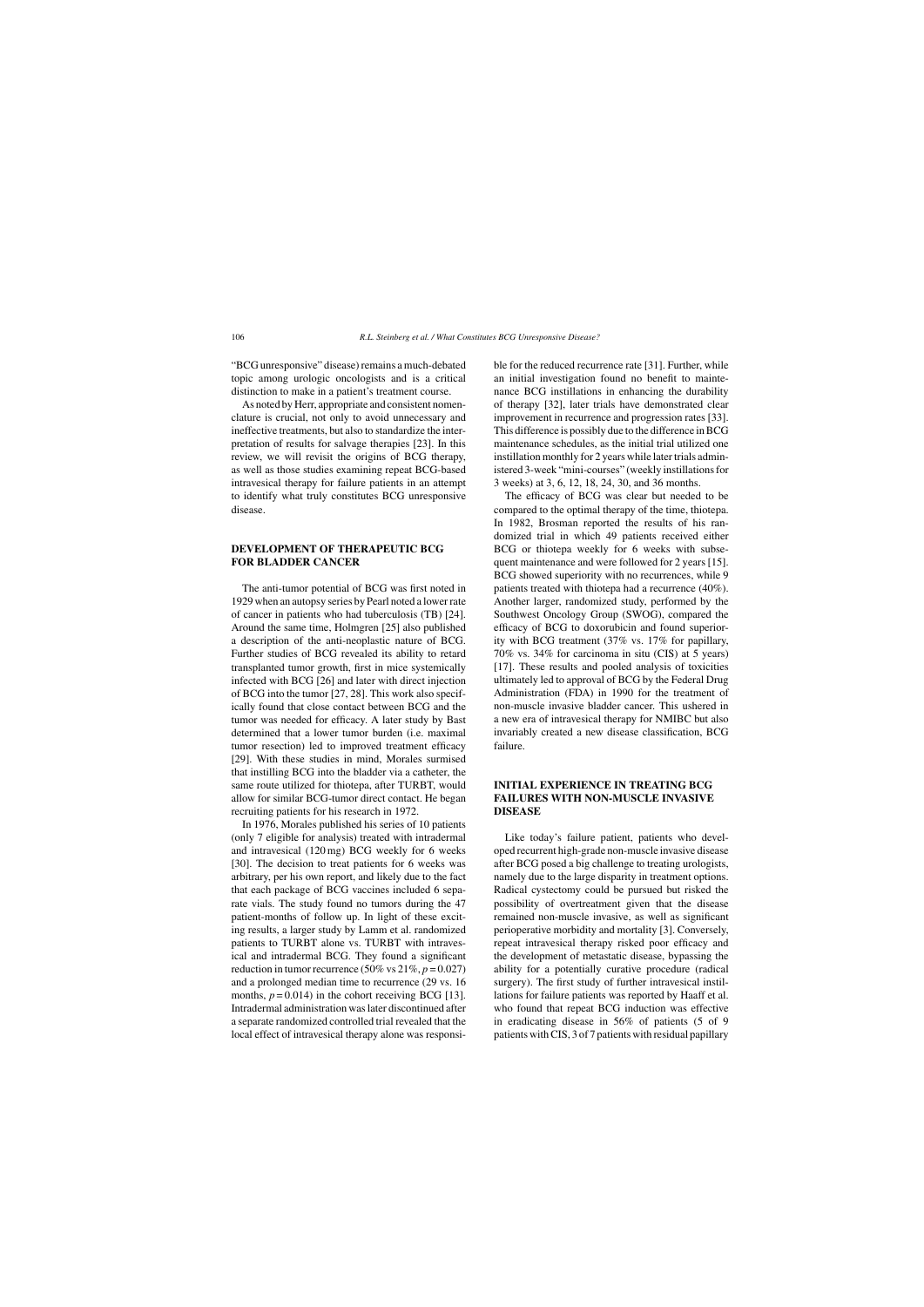"BCG unresponsive" disease) remains a much-debated topic among urologic oncologists and is a critical distinction to make in a patient's treatment course.

As noted by Herr, appropriate and consistent nomenclature is crucial, not only to avoid unnecessary and ineffective treatments, but also to standardize the interpretation of results for salvage therapies [23]. In this review, we will revisit the origins of BCG therapy, as well as those studies examining repeat BCG-based intravesical therapy for failure patients in an attempt to identify what truly constitutes BCG unresponsive disease.

## DEVELOPMENT OF THERAPEUTIC BCG FOR BLADDER CANCER

The anti-tumor potential of BCG was first noted in 1929 when an autopsy series by Pearl noted a lower rate of cancer in patients who had tuberculosis (TB) [24]. Around the same time, Holmgren [25] also published a description of the anti-neoplastic nature of BCG. Further studies of BCG revealed its ability to retard transplanted tumor growth, first in mice systemically infected with BCG [26] and later with direct injection of BCG into the tumor [27, 28]. This work also specifically found that close contact between BCG and the tumor was needed for efficacy. A later study by Bast determined that a lower tumor burden (i.e. maximal tumor resection) led to improved treatment efficacy [29]. With these studies in mind, Morales surmised that instilling BCG into the bladder via a catheter, the same route utilized for thiotepa, after TURBT, would allow for similar BCG-tumor direct contact. He began recruiting patients for his research in 1972.

In 1976, Morales published his series of 10 patients (only 7 eligible for analysis) treated with intradermal and intravesical (120 mg) BCG weekly for 6 weeks [30]. The decision to treat patients for 6 weeks was arbitrary, per his own report, and likely due to the fact that each package of BCG vaccines included 6 separate vials. The study found no tumors during the 47 patient-months of follow up. In light of these exciting results, a larger study by Lamm et al. randomized patients to TURBT alone vs. TURBT with intravesical and intradermal BCG. They found a significant reduction in tumor recurrence (50% vs 21%, $p = 0.027$) and a prolonged median time to recurrence (29 vs. 16 months, $p = 0.014$) in the cohort receiving BCG [13]. Intradermal administration was later discontinued after a separate randomized controlled trial revealed that the local effect of intravesical therapy alone was responsible for the reduced recurrence rate [31]. Further, while an initial investigation found no benefit to maintenance BCG instillations in enhancing the durability of therapy [32], later trials have demonstrated clear improvement in recurrence and progression rates [33]. This difference is possibly due to the difference in BCG maintenance schedules, as the initial trial utilized one instillation monthly for 2 years while later trials administered 3-week "mini-courses" (weekly instillations for 3 weeks) at 3, 6, 12, 18, 24, 30, and 36 months.

The efficacy of BCG was clear but needed to be compared to the optimal therapy of the time, thiotepa. In 1982, Brosman reported the results of his randomized trial in which 49 patients received either BCG or thiotepa weekly for 6 weeks with subsequent maintenance and were followed for 2 years [15]. BCG showed superiority with no recurrences, while 9 patients treated with thiotepa had a recurrence (40%). Another larger, randomized study, performed by the Southwest Oncology Group (SWOG), compared the efficacy of BCG to doxorubicin and found superiority with BCG treatment (37% vs. 17% for papillary, 70% vs. 34% for carcinoma in situ (CIS) at 5 years) [17]. These results and pooled analysis of toxicities ultimately led to approval of BCG by the Federal Drug Administration (FDA) in 1990 for the treatment of non-muscle invasive bladder cancer. This ushered in a new era of intravesical therapy for NMIBC but also invariably created a new disease classification, BCG failure.

## INITIAL EXPERIENCE IN TREATING BCG FAILURES WITH NON-MUSCLE INVASIVE DISEASE

Like today's failure patient, patients who developed recurrent high-grade non-muscle invasive disease after BCG posed a big challenge to treating urologists, namely due to the large disparity in treatment options. Radical cystectomy could be pursued but risked the possibility of overtreatment given that the disease remained non-muscle invasive, as well as significant perioperative morbidity and mortality [3]. Conversely, repeat intravesical therapy risked poor efficacy and the development of metastatic disease, bypassing the ability for a potentially curative procedure (radical surgery). The first study of further intravesical instillations for failure patients was reported by Haaff et al. who found that repeat BCG induction was effective in eradicating disease in 56% of patients (5 of 9 patients with CIS, 3 of 7 patients with residual papillary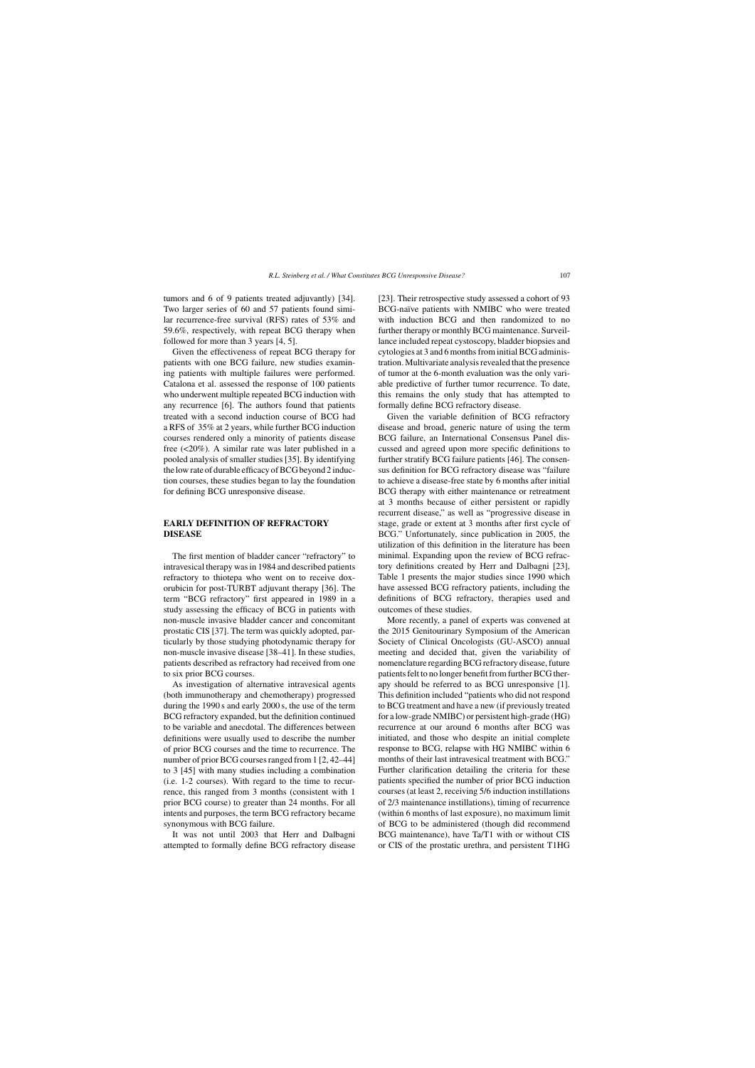tumors and 6 of 9 patients treated adjuvantly) [34]. Two larger series of 60 and 57 patients found similar recurrence-free survival (RFS) rates of 53% and 59.6%, respectively, with repeat BCG therapy when followed for more than 3 years [4, 5].

Given the effectiveness of repeat BCG therapy for patients with one BCG failure, new studies examining patients with multiple failures were performed. Catalona et al. assessed the response of 100 patients who underwent multiple repeated BCG induction with any recurrence [6]. The authors found that patients treated with a second induction course of BCG had a RFS of 35% at 2 years, while further BCG induction courses rendered only a minority of patients disease free (<20%). A similar rate was later published in a pooled analysis of smaller studies [35]. By identifying the low rate of durable efficacy of BCG beyond 2 induction courses, these studies began to lay the foundation for defining BCG unresponsive disease.

## EARLY DEFINITION OF REFRACTORY DISEASE

The first mention of bladder cancer "refractory" to intravesical therapy was in 1984 and described patients refractory to thiotepa who went on to receive doxorubicin for post-TURBT adjuvant therapy [36]. The term "BCG refractory" first appeared in 1989 in a study assessing the efficacy of BCG in patients with non-muscle invasive bladder cancer and concomitant prostatic CIS [37]. The term was quickly adopted, particularly by those studying photodynamic therapy for non-muscle invasive disease [38–41]. In these studies, patients described as refractory had received from one to six prior BCG courses.

As investigation of alternative intravesical agents (both immunotherapy and chemotherapy) progressed during the 1990 s and early 2000 s, the use of the term BCG refractory expanded, but the definition continued to be variable and anecdotal. The differences between definitions were usually used to describe the number of prior BCG courses and the time to recurrence. The number of prior BCG courses ranged from 1 [2, 42–44] to 3 [45] with many studies including a combination (i.e. 1-2 courses). With regard to the time to recurrence, this ranged from 3 months (consistent with 1 prior BCG course) to greater than 24 months. For all intents and purposes, the term BCG refractory became synonymous with BCG failure.

It was not until 2003 that Herr and Dalbagni attempted to formally define BCG refractory disease [23]. Their retrospective study assessed a cohort of 93 BCG-naïve patients with NMIBC who were treated with induction BCG and then randomized to no further therapy or monthly BCG maintenance. Surveillance included repeat cystoscopy, bladder biopsies and cytologies at 3 and 6 months from initial BCG administration. Multivariate analysis revealed that the presence of tumor at the 6-month evaluation was the only variable predictive of further tumor recurrence. To date, this remains the only study that has attempted to formally define BCG refractory disease.

Given the variable definition of BCG refractory disease and broad, generic nature of using the term BCG failure, an International Consensus Panel discussed and agreed upon more specific definitions to further stratify BCG failure patients [46]. The consensus definition for BCG refractory disease was "failure to achieve a disease-free state by 6 months after initial BCG therapy with either maintenance or retreatment at 3 months because of either persistent or rapidly recurrent disease," as well as "progressive disease in stage, grade or extent at 3 months after first cycle of BCG." Unfortunately, since publication in 2005, the utilization of this definition in the literature has been minimal. Expanding upon the review of BCG refractory definitions created by Herr and Dalbagni [23], Table 1 presents the major studies since 1990 which have assessed BCG refractory patients, including the definitions of BCG refractory, therapies used and outcomes of these studies.

More recently, a panel of experts was convened at the 2015 Genitourinary Symposium of the American Society of Clinical Oncologists (GU-ASCO) annual meeting and decided that, given the variability of nomenclature regarding BCG refractory disease, future patients felt to no longer benefit from further BCG therapy should be referred to as BCG unresponsive [1]. This definition included "patients who did not respond to BCG treatment and have a new (if previously treated for a low-grade NMIBC) or persistent high-grade (HG) recurrence at our around 6 months after BCG was initiated, and those who despite an initial complete response to BCG, relapse with HG NMIBC within 6 months of their last intravesical treatment with BCG." Further clarification detailing the criteria for these patients specified the number of prior BCG induction courses (at least 2, receiving 5/6 induction instillations of 2/3 maintenance instillations), timing of recurrence (within 6 months of last exposure), no maximum limit of BCG to be administered (though did recommend BCG maintenance), have Ta/T1 with or without CIS or CIS of the prostatic urethra, and persistent T1HG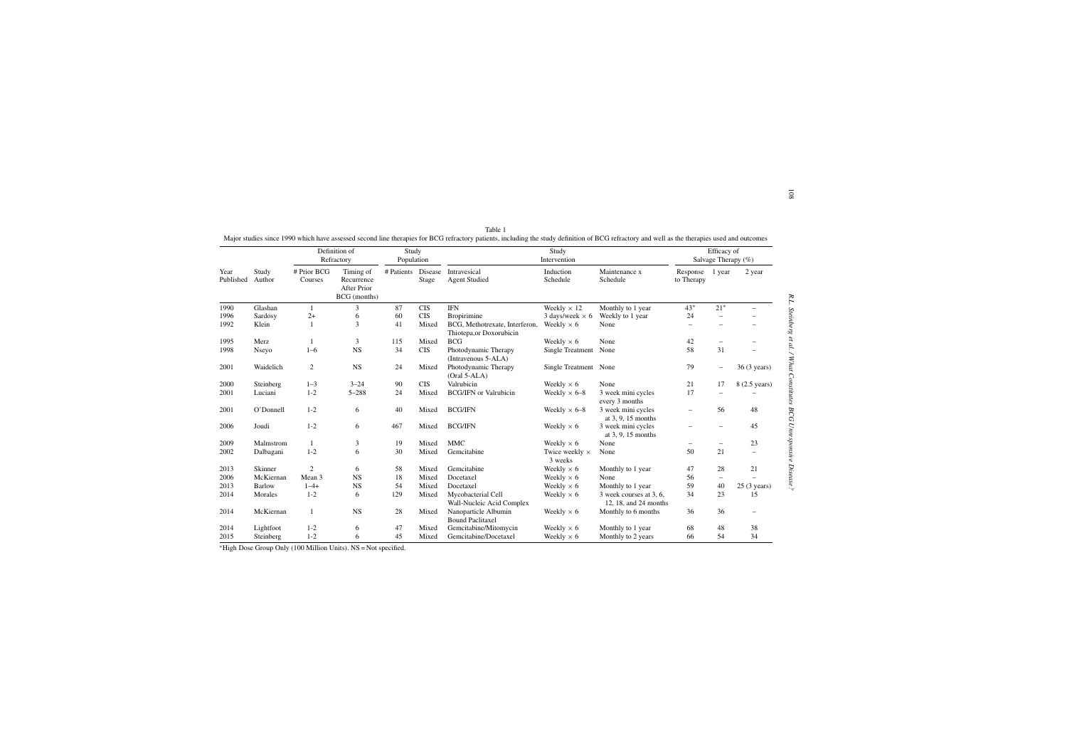Table 1

Major studies since 1990 which have assessed second line therapies for BCG refractory patients, including the study definition of BCG refractory and well as the therapies used and outcomes

| | | Definition of Refractory | | Study Population | | Study Intervention | | | Efficacy of Salvage Therapy (%) | | |
|---|---|---|---|---|---|---|---|---|---|---|---|
| Year Published | Study Author | # Prior BCG Courses | Timing of Recurrence After Prior BCG (months) | # Patients | Disease Stage | Intravesical Agent Studied | Induction Schedule | Maintenance x Schedule | Response to Therapy | 1 year | 2 year |
| 1990 | Glashan | 1 | 3 | 87 | CIS | IFN | Weekly × 12 | Monthly to 1 year | 43* | 21* | – |
| 1996 | Sardosy | 2+ | 6 | 60 | CIS | Bropirimine | 3 days/week × 6 | Weekly to 1 year | 24 | – | – |
| 1992 | Klein | 1 | 3 | 41 | Mixed | BCG, Methotrexate, Interferon, Thiotepa,or Doxorubicin | Weekly × 6 | None | – | – | – |
| 1995 | Merz | 1 | 3 | 115 | Mixed | BCG | Weekly × 6 | None | 42 | – | – |
| 1998 | Nseyo | 1–6 | NS | 34 | CIS | Photodynamic Therapy (Intravenous 5-ALA) | Single Treatment | None | 58 | 31 | – |
| 2001 | Waidelich | 2 | NS | 24 | Mixed | Photodynamic Therapy (Oral 5-ALA) | Single Treatment | None | 79 | – | 36 (3 years) |
| 2000 | Steinberg | 1–3 | 3–24 | 90 | CIS | Valrubicin | Weekly × 6 | None | 21 | 17 | 8 (2.5 years) |
| 2001 | Luciani | 1-2 | 5–288 | 24 | Mixed | BCG/IFN or Valrubicin | Weekly × 6–8 | 3 week mini cycles every 3 months | 17 | – | – |
| 2001 | O'Donnell | 1-2 | 6 | 40 | Mixed | BCG/IFN | Weekly × 6–8 | 3 week mini cycles at 3, 9, 15 months | – | 56 | 48 |
| 2006 | Joudi | 1-2 | 6 | 467 | Mixed | BCG/IFN | Weekly × 6 | 3 week mini cycles at 3, 9, 15 months | – | – | 45 |
| 2009 | Malmstrom | 1 | 3 | 19 | Mixed | MMC | Weekly × 6 | None | – | – | 23 |
| 2002 | Dalbagani | 1-2 | 6 | 30 | Mixed | Gemcitabine | Twice weekly × 3 weeks | None | 50 | 21 | – |
| 2013 | Skinner | 2 | 6 | 58 | Mixed | Gemcitabine | Weekly × 6 | Monthly to 1 year | 47 | 28 | 21 |
| 2006 | McKiernan | Mean 3 | NS | 18 | Mixed | Docetaxel | Weekly × 6 | None | 56 | – | – |
| 2013 | Barlow | 1–4+ | NS | 54 | Mixed | Docetaxel | Weekly × 6 | Monthly to 1 year | 59 | 40 | 25 (3 years) |
| 2014 | Morales | 1-2 | 6 | 129 | Mixed | Mycobacterial Cell Wall-Nucleic Acid Complex | Weekly × 6 | 3 week courses at 3, 6, 12, 18, and 24 months | 34 | 23 | 15 |
| 2014 | McKiernan | 1 | NS | 28 | Mixed | Nanoparticle Albumin Bound Paclitaxel | Weekly × 6 | Monthly to 6 months | 36 | 36 | – |
| 2014 | Lightfoot | 1-2 | 6 | 47 | Mixed | Gemcitabine/Mitomycin | Weekly × 6 | Monthly to 1 year | 68 | 48 | 38 |
| 2015 | Steinberg | 1-2 | 6 | 45 | Mixed | Gemcitabine/Docetaxel | Weekly × 6 | Monthly to 2 years | 66 | 54 | 34 |

*High Dose Group Only (100 Million Units). NS = Not specified.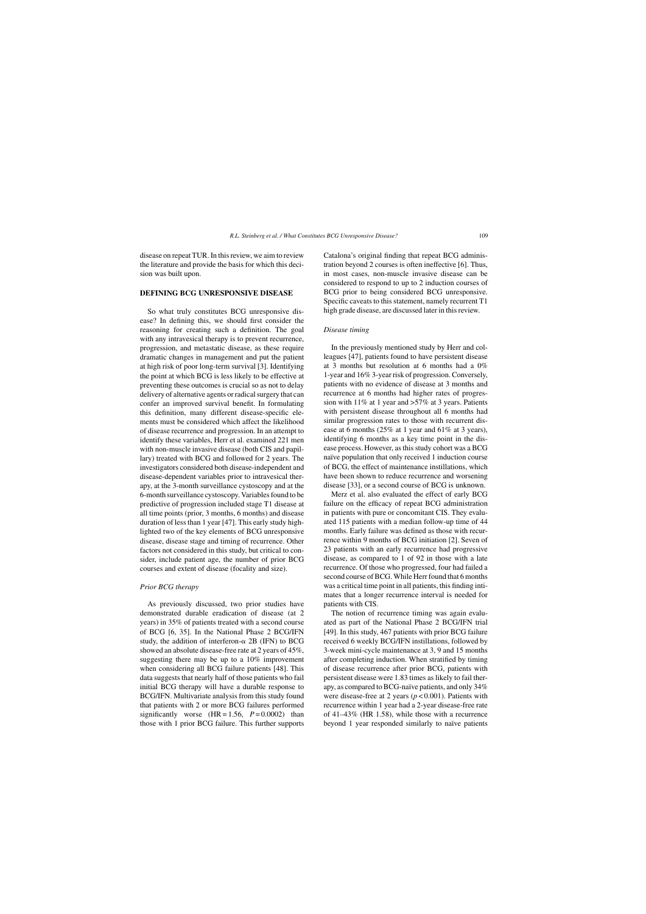disease on repeat TUR. In this review, we aim to review the literature and provide the basis for which this decision was built upon.

## DEFINING BCG UNRESPONSIVE DISEASE

So what truly constitutes BCG unresponsive disease? In defining this, we should first consider the reasoning for creating such a definition. The goal with any intravesical therapy is to prevent recurrence, progression, and metastatic disease, as these require dramatic changes in management and put the patient at high risk of poor long-term survival [3]. Identifying the point at which BCG is less likely to be effective at preventing these outcomes is crucial so as not to delay delivery of alternative agents or radical surgery that can confer an improved survival benefit. In formulating this definition, many different disease-specific elements must be considered which affect the likelihood of disease recurrence and progression. In an attempt to identify these variables, Herr et al. examined 221 men with non-muscle invasive disease (both CIS and papillary) treated with BCG and followed for 2 years. The investigators considered both disease-independent and disease-dependent variables prior to intravesical therapy, at the 3-month surveillance cystoscopy and at the 6-month surveillance cystoscopy. Variables found to be predictive of progression included stage T1 disease at all time points (prior, 3 months, 6 months) and disease duration of less than 1 year [47]. This early study highlighted two of the key elements of BCG unresponsive disease, disease stage and timing of recurrence. Other factors not considered in this study, but critical to consider, include patient age, the number of prior BCG courses and extent of disease (focality and size).

### *Prior BCG therapy*

As previously discussed, two prior studies have demonstrated durable eradication of disease (at 2 years) in 35% of patients treated with a second course of BCG [6, 35]. In the National Phase 2 BCG/IFN study, the addition of interferon-α 2B (IFN) to BCG showed an absolute disease-free rate at 2 years of 45%, suggesting there may be up to a 10% improvement when considering all BCG failure patients [48]. This data suggests that nearly half of those patients who fail initial BCG therapy will have a durable response to BCG/IFN. Multivariate analysis from this study found that patients with 2 or more BCG failures performed significantly worse ($HR = 1.56$, $P = 0.0002$) than those with 1 prior BCG failure. This further supports Catalona's original finding that repeat BCG administration beyond 2 courses is often ineffective [6]. Thus, in most cases, non-muscle invasive disease can be considered to respond to up to 2 induction courses of BCG prior to being considered BCG unresponsive. Specific caveats to this statement, namely recurrent T1 high grade disease, are discussed later in this review.

### *Disease timing*

In the previously mentioned study by Herr and colleagues [47], patients found to have persistent disease at 3 months but resolution at 6 months had a 0% 1-year and 16% 3-year risk of progression. Conversely, patients with no evidence of disease at 3 months and recurrence at 6 months had higher rates of progression with 11% at 1 year and >57% at 3 years. Patients with persistent disease throughout all 6 months had similar progression rates to those with recurrent disease at 6 months (25% at 1 year and 61% at 3 years), identifying 6 months as a key time point in the disease process. However, as this study cohort was a BCG naïve population that only received 1 induction course of BCG, the effect of maintenance instillations, which have been shown to reduce recurrence and worsening disease [33], or a second course of BCG is unknown.

Merz et al. also evaluated the effect of early BCG failure on the efficacy of repeat BCG administration in patients with pure or concomitant CIS. They evaluated 115 patients with a median follow-up time of 44 months. Early failure was defined as those with recurrence within 9 months of BCG initiation [2]. Seven of 23 patients with an early recurrence had progressive disease, as compared to 1 of 92 in those with a late recurrence. Of those who progressed, four had failed a second course of BCG. While Herr found that 6 months was a critical time point in all patients, this finding intimates that a longer recurrence interval is needed for patients with CIS.

The notion of recurrence timing was again evaluated as part of the National Phase 2 BCG/IFN trial [49]. In this study, 467 patients with prior BCG failure received 6 weekly BCG/IFN instillations, followed by 3-week mini-cycle maintenance at 3, 9 and 15 months after completing induction. When stratified by timing of disease recurrence after prior BCG, patients with persistent disease were 1.83 times as likely to fail therapy, as compared to BCG-naïve patients, and only 34% were disease-free at 2 years ($p < 0.001$). Patients with recurrence within 1 year had a 2-year disease-free rate of 41–43% (HR 1.58), while those with a recurrence beyond 1 year responded similarly to naïve patients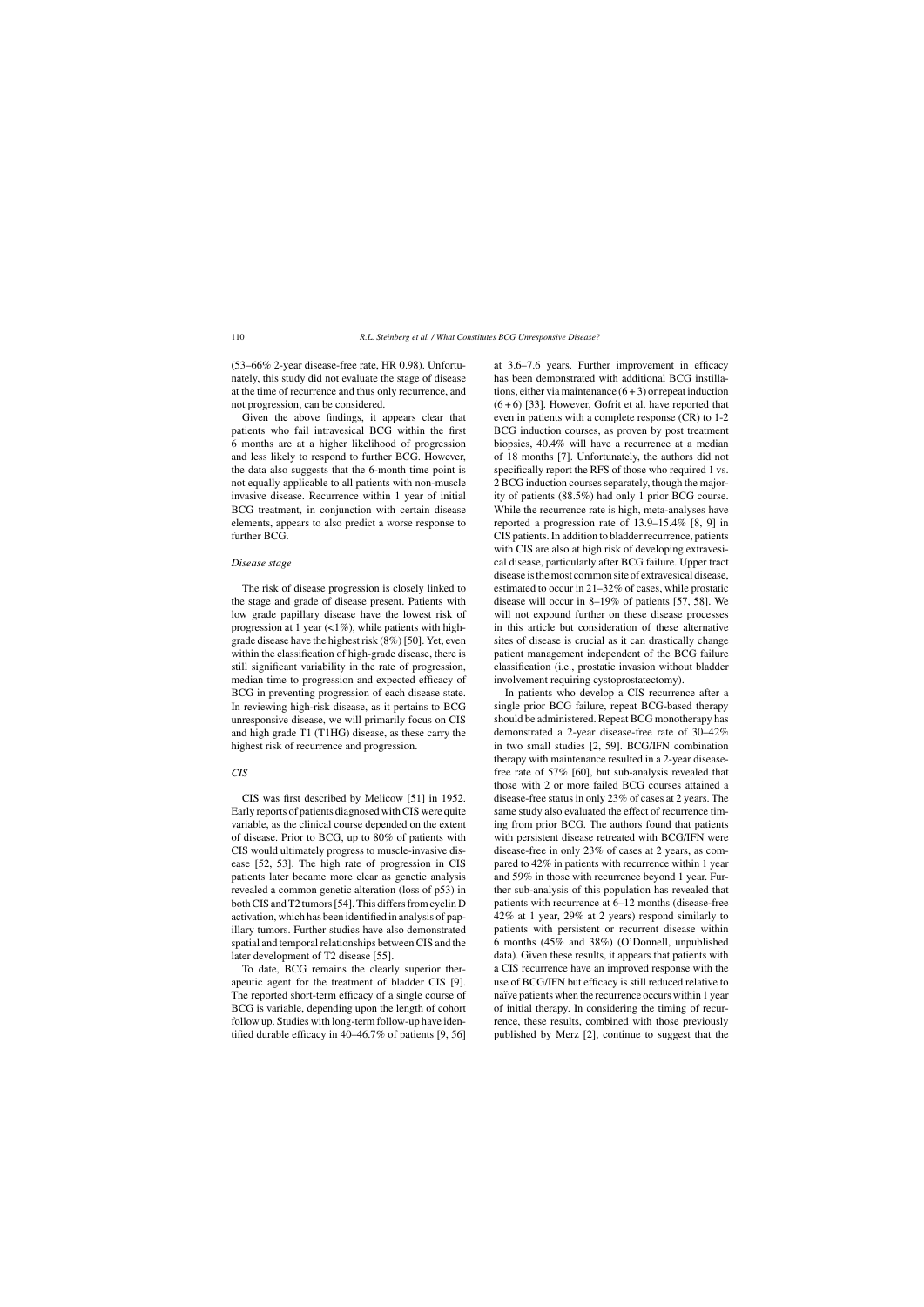(53–66% 2-year disease-free rate, HR 0.98). Unfortunately, this study did not evaluate the stage of disease at the time of recurrence and thus only recurrence, and not progression, can be considered.

Given the above findings, it appears clear that patients who fail intravesical BCG within the first 6 months are at a higher likelihood of progression and less likely to respond to further BCG. However, the data also suggests that the 6-month time point is not equally applicable to all patients with non-muscle invasive disease. Recurrence within 1 year of initial BCG treatment, in conjunction with certain disease elements, appears to also predict a worse response to further BCG.

### *Disease stage*

The risk of disease progression is closely linked to the stage and grade of disease present. Patients with low grade papillary disease have the lowest risk of progression at 1 year (<1%), while patients with high-grade disease have the highest risk (8%) [50]. Yet, even within the classification of high-grade disease, there is still significant variability in the rate of progression, median time to progression and expected efficacy of BCG in preventing progression of each disease state. In reviewing high-risk disease, as it pertains to BCG unresponsive disease, we will primarily focus on CIS and high grade T1 (T1HG) disease, as these carry the highest risk of recurrence and progression.

### *CIS*

CIS was first described by Melicow [51] in 1952. Early reports of patients diagnosed with CIS were quite variable, as the clinical course depended on the extent of disease. Prior to BCG, up to 80% of patients with CIS would ultimately progress to muscle-invasive disease [52, 53]. The high rate of progression in CIS patients later became more clear as genetic analysis revealed a common genetic alteration (loss of p53) in both CIS and T2 tumors [54]. This differs from cyclin D activation, which has been identified in analysis of papillary tumors. Further studies have also demonstrated spatial and temporal relationships between CIS and the later development of T2 disease [55].

To date, BCG remains the clearly superior therapeutic agent for the treatment of bladder CIS [9]. The reported short-term efficacy of a single course of BCG is variable, depending upon the length of cohort follow up. Studies with long-term follow-up have identified durable efficacy in 40–46.7% of patients [9, 56] at 3.6–7.6 years. Further improvement in efficacy has been demonstrated with additional BCG instillations, either via maintenance (6 + 3) or repeat induction (6 + 6) [33]. However, Gofrit et al. have reported that even in patients with a complete response (CR) to 1-2 BCG induction courses, as proven by post treatment biopsies, 40.4% will have a recurrence at a median of 18 months [7]. Unfortunately, the authors did not specifically report the RFS of those who required 1 vs. 2 BCG induction courses separately, though the majority of patients (88.5%) had only 1 prior BCG course. While the recurrence rate is high, meta-analyses have reported a progression rate of 13.9–15.4% [8, 9] in CIS patients. In addition to bladder recurrence, patients with CIS are also at high risk of developing extravesical disease, particularly after BCG failure. Upper tract disease is the most common site of extravesical disease, estimated to occur in 21–32% of cases, while prostatic disease will occur in 8–19% of patients [57, 58]. We will not expound further on these disease processes in this article but consideration of these alternative sites of disease is crucial as it can drastically change patient management independent of the BCG failure classification (i.e., prostatic invasion without bladder involvement requiring cystoprostatectomy).

In patients who develop a CIS recurrence after a single prior BCG failure, repeat BCG-based therapy should be administered. Repeat BCG monotherapy has demonstrated a 2-year disease-free rate of 30–42% in two small studies [2, 59]. BCG/IFN combination therapy with maintenance resulted in a 2-year disease-free rate of 57% [60], but sub-analysis revealed that those with 2 or more failed BCG courses attained a disease-free status in only 23% of cases at 2 years. The same study also evaluated the effect of recurrence timing from prior BCG. The authors found that patients with persistent disease retreated with BCG/IFN were disease-free in only 23% of cases at 2 years, as compared to 42% in patients with recurrence within 1 year and 59% in those with recurrence beyond 1 year. Further sub-analysis of this population has revealed that patients with recurrence at 6–12 months (disease-free 42% at 1 year, 29% at 2 years) respond similarly to patients with persistent or recurrent disease within 6 months (45% and 38%) (O'Donnell, unpublished data). Given these results, it appears that patients with a CIS recurrence have an improved response with the use of BCG/IFN but efficacy is still reduced relative to naïve patients when the recurrence occurs within 1 year of initial therapy. In considering the timing of recurrence, these results, combined with those previously published by Merz [2], continue to suggest that the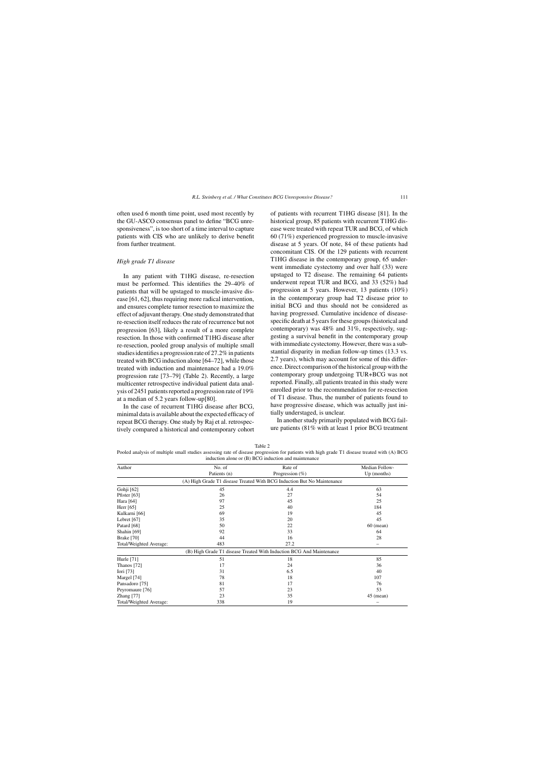often used 6 month time point, used most recently by the GU-ASCO consensus panel to define "BCG unresponsiveness", is too short of a time interval to capture patients with CIS who are unlikely to derive benefit from further treatment.

### *High grade T1 disease*

In any patient with T1HG disease, re-resection must be performed. This identifies the 29–40% of patients that will be upstaged to muscle-invasive disease [61, 62], thus requiring more radical intervention, and ensures complete tumor resection to maximize the effect of adjuvant therapy. One study demonstrated that re-resection itself reduces the rate of recurrence but not progression [63], likely a result of a more complete resection. In those with confirmed T1HG disease after re-resection, pooled group analysis of multiple small studies identifies a progression rate of 27.2% in patients treated with BCG induction alone [64–72], while those treated with induction and maintenance had a 19.0% progression rate [73–79] (Table 2). Recently, a large multicenter retrospective individual patient data analysis of 2451 patients reported a progression rate of 19% at a median of 5.2 years follow-up[80].

In the case of recurrent T1HG disease after BCG, minimal data is available about the expected efficacy of repeat BCG therapy. One study by Raj et al. retrospectively compared a historical and contemporary cohort of patients with recurrent T1HG disease [81]. In the historical group, 85 patients with recurrent T1HG disease were treated with repeat TUR and BCG, of which 60 (71%) experienced progression to muscle-invasive disease at 5 years. Of note, 84 of these patients had concomitant CIS. Of the 129 patients with recurrent T1HG disease in the contemporary group, 65 underwent immediate cystectomy and over half (33) were upstaged to T2 disease. The remaining 64 patients underwent repeat TUR and BCG, and 33 (52%) had progression at 5 years. However, 13 patients (10%) in the contemporary group had T2 disease prior to initial BCG and thus should not be considered as having progressed. Cumulative incidence of disease-specific death at 5 years for these groups (historical and contemporary) was 48% and 31%, respectively, suggesting a survival benefit in the contemporary group with immediate cystectomy. However, there was a substantial disparity in median follow-up times (13.3 vs. 2.7 years), which may account for some of this difference. Direct comparison of the historical group with the contemporary group undergoing TUR+BCG was not reported. Finally, all patients treated in this study were enrolled prior to the recommendation for re-resection of T1 disease. Thus, the number of patients found to have progressive disease, which was actually just initially understaged, is unclear.

In another study primarily populated with BCG failure patients (81% with at least 1 prior BCG treatment

Table 2

Pooled analysis of multiple small studies assessing rate of disease progression for patients with high grade T1 disease treated with (A) BCG induction alone or (B) BCG induction and maintenance

| Author | No. of Patients (n) | Rate of Progression (%) | Median Follow-Up (months) |
|---|---|---|---|
| (A) High Grade T1 disease Treated With BCG Induction But No Maintenance | | | |
| Gohji [62] | 45 | 4.4 | 63 |
| Pfister [63] | 26 | 27 | 54 |
| Hara [64] | 97 | 45 | 25 |
| Herr [65] | 25 | 40 | 184 |
| Kulkarni [66] | 69 | 19 | 45 |
| Lebret [67] | 35 | 20 | 45 |
| Patard [68] | 50 | 22 | 60 (mean) |
| Shahin [69] | 92 | 33 | 64 |
| Brake [70] | 44 | 16 | 28 |
| Total/Weighted Average: | 483 | 27.2 | – |
| (B) High Grade T1 disease Treated With Induction BCG And Maintenance | | | |
| Hurle [71] | 51 | 18 | 85 |
| Thanos [72] | 17 | 24 | 36 |
| Iori [73] | 31 | 6.5 | 40 |
| Margel [74] | 78 | 18 | 107 |
| Pansadoro [75] | 81 | 17 | 76 |
| Peyromaure [76] | 57 | 23 | 53 |
| Zhang [77] | 23 | 35 | 45 (mean) |
| Total/Weighted Average: | 338 | 19 | – |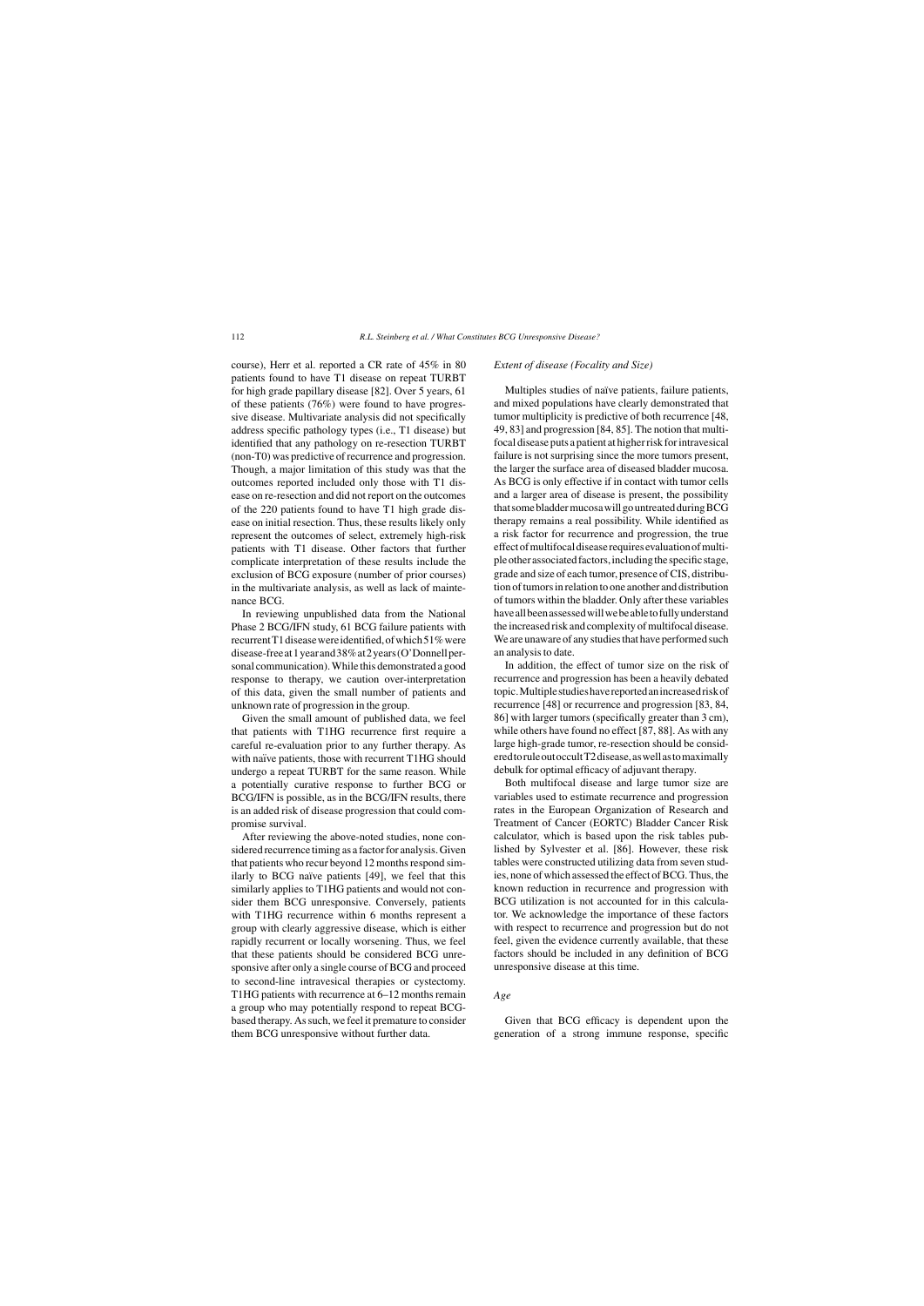course), Herr et al. reported a CR rate of 45% in 80 patients found to have T1 disease on repeat TURBT for high grade papillary disease [82]. Over 5 years, 61 of these patients (76%) were found to have progressive disease. Multivariate analysis did not specifically address specific pathology types (i.e., T1 disease) but identified that any pathology on re-resection TURBT (non-T0) was predictive of recurrence and progression. Though, a major limitation of this study was that the outcomes reported included only those with T1 disease on re-resection and did not report on the outcomes of the 220 patients found to have T1 high grade disease on initial resection. Thus, these results likely only represent the outcomes of select, extremely high-risk patients with T1 disease. Other factors that further complicate interpretation of these results include the exclusion of BCG exposure (number of prior courses) in the multivariate analysis, as well as lack of maintenance BCG.

In reviewing unpublished data from the National Phase 2 BCG/IFN study, 61 BCG failure patients with recurrent T1 disease were identified, of which 51% were disease-free at 1 year and 38% at 2 years (O'Donnell personal communication). While this demonstrated a good response to therapy, we caution over-interpretation of this data, given the small number of patients and unknown rate of progression in the group.

Given the small amount of published data, we feel that patients with T1HG recurrence first require a careful re-evaluation prior to any further therapy. As with naïve patients, those with recurrent T1HG should undergo a repeat TURBT for the same reason. While a potentially curative response to further BCG or BCG/IFN is possible, as in the BCG/IFN results, there is an added risk of disease progression that could compromise survival.

After reviewing the above-noted studies, none considered recurrence timing as a factor for analysis. Given that patients who recur beyond 12 months respond similarly to BCG naïve patients [49], we feel that this similarly applies to T1HG patients and would not consider them BCG unresponsive. Conversely, patients with T1HG recurrence within 6 months represent a group with clearly aggressive disease, which is either rapidly recurrent or locally worsening. Thus, we feel that these patients should be considered BCG unresponsive after only a single course of BCG and proceed to second-line intravesical therapies or cystectomy. T1HG patients with recurrence at 6–12 months remain a group who may potentially respond to repeat BCG-based therapy. As such, we feel it premature to consider them BCG unresponsive without further data.

*Extent of disease (Focality and Size)*

Multiples studies of naïve patients, failure patients, and mixed populations have clearly demonstrated that tumor multiplicity is predictive of both recurrence [48, 49, 83] and progression [84, 85]. The notion that multifocal disease puts a patient at higher risk for intravesical failure is not surprising since the more tumors present, the larger the surface area of diseased bladder mucosa. As BCG is only effective if in contact with tumor cells and a larger area of disease is present, the possibility that some bladder mucosa will go untreated during BCG therapy remains a real possibility. While identified as a risk factor for recurrence and progression, the true effect of multifocal disease requires evaluation of multiple other associated factors, including the specific stage, grade and size of each tumor, presence of CIS, distribution of tumors in relation to one another and distribution of tumors within the bladder. Only after these variables have all been assessed will we be able to fully understand the increased risk and complexity of multifocal disease. We are unaware of any studies that have performed such an analysis to date.

In addition, the effect of tumor size on the risk of recurrence and progression has been a heavily debated topic. Multiple studies have reported an increased risk of recurrence [48] or recurrence and progression [83, 84, 86] with larger tumors (specifically greater than 3 cm), while others have found no effect [87, 88]. As with any large high-grade tumor, re-resection should be considered to rule out occult T2 disease, as well as to maximally debulk for optimal efficacy of adjuvant therapy.

Both multifocal disease and large tumor size are variables used to estimate recurrence and progression rates in the European Organization of Research and Treatment of Cancer (EORTC) Bladder Cancer Risk calculator, which is based upon the risk tables published by Sylvester et al. [86]. However, these risk tables were constructed utilizing data from seven studies, none of which assessed the effect of BCG. Thus, the known reduction in recurrence and progression with BCG utilization is not accounted for in this calculator. We acknowledge the importance of these factors with respect to recurrence and progression but do not feel, given the evidence currently available, that these factors should be included in any definition of BCG unresponsive disease at this time.

*Age*

Given that BCG efficacy is dependent upon the generation of a strong immune response, specific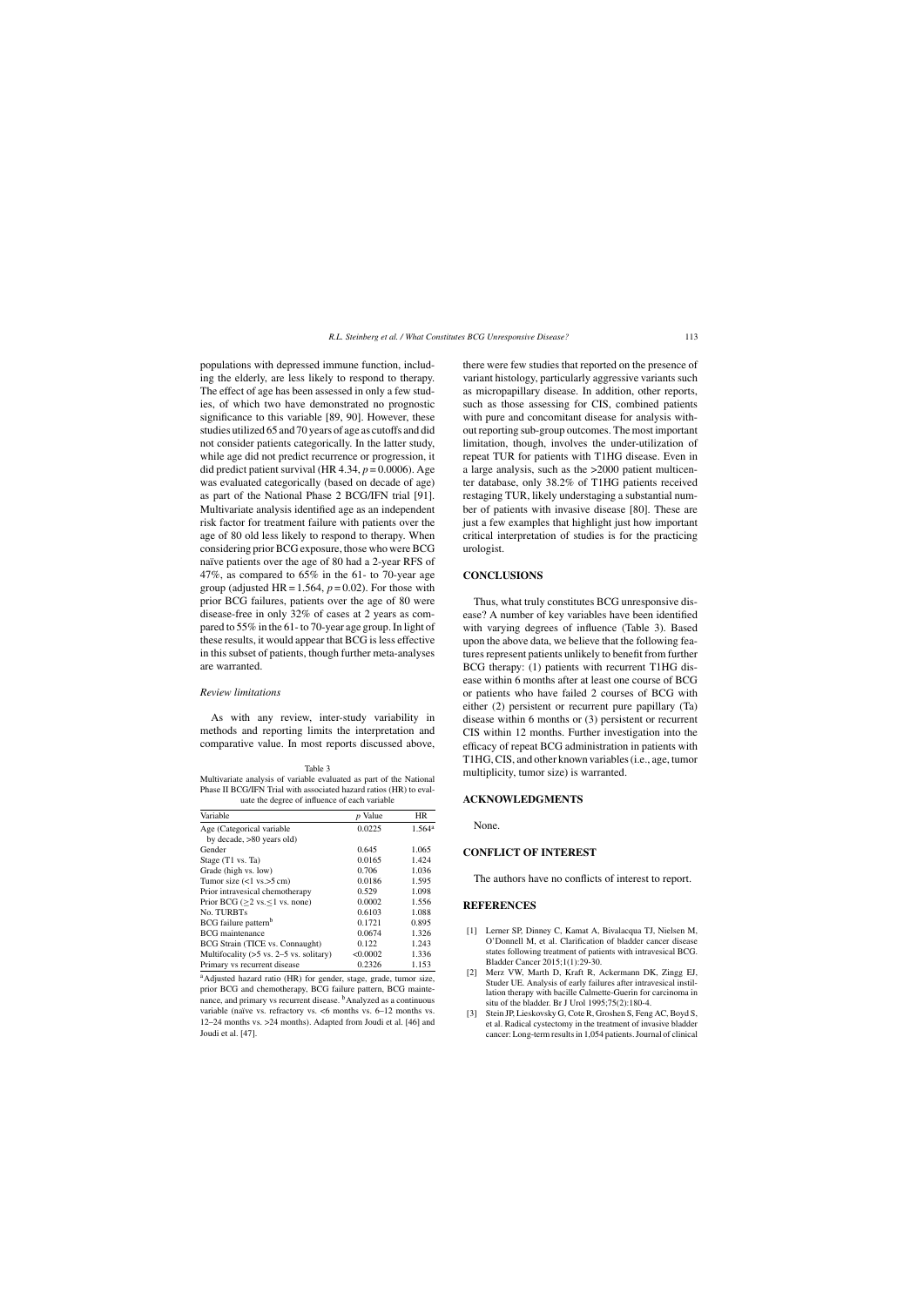populations with depressed immune function, including the elderly, are less likely to respond to therapy. The effect of age has been assessed in only a few studies, of which two have demonstrated no prognostic significance to this variable [89, 90]. However, these studies utilized 65 and 70 years of age as cutoffs and did not consider patients categorically. In the latter study, while age did not predict recurrence or progression, it did predict patient survival (HR 4.34, $p = 0.0006$). Age was evaluated categorically (based on decade of age) as part of the National Phase 2 BCG/IFN trial [91]. Multivariate analysis identified age as an independent risk factor for treatment failure with patients over the age of 80 old less likely to respond to therapy. When considering prior BCG exposure, those who were BCG naïve patients over the age of 80 had a 2-year RFS of 47%, as compared to 65% in the 61- to 70-year age group (adjusted HR = 1.564, $p = 0.02$). For those with prior BCG failures, patients over the age of 80 were disease-free in only 32% of cases at 2 years as compared to 55% in the 61- to 70-year age group. In light of these results, it would appear that BCG is less effective in this subset of patients, though further meta-analyses are warranted.

### *Review limitations*

As with any review, inter-study variability in methods and reporting limits the interpretation and comparative value. In most reports discussed above, there were few studies that reported on the presence of variant histology, particularly aggressive variants such as micropapillary disease. In addition, other reports, such as those assessing for CIS, combined patients with pure and concomitant disease for analysis without reporting sub-group outcomes. The most important limitation, though, involves the under-utilization of repeat TUR for patients with T1HG disease. Even in a large analysis, such as the >2000 patient multicenter database, only 38.2% of T1HG patients received restaging TUR, likely understaging a substantial number of patients with invasive disease [80]. These are just a few examples that highlight just how important critical interpretation of studies is for the practicing urologist.

Table 3
Multivariate analysis of variable evaluated as part of the National Phase II BCG/IFN Trial with associated hazard ratios (HR) to evaluate the degree of influence of each variable

| Variable | *p* Value | HR |
|---|---|---|
| Age (Categorical variable by decade, >80 years old) | 0.0225 | 1.564[a] |
| Gender | 0.645 | 1.065 |
| Stage (T1 vs. Ta) | 0.0165 | 1.424 |
| Grade (high vs. low) | 0.706 | 1.036 |
| Tumor size (<1 vs.>5 cm) | 0.0186 | 1.595 |
| Prior intravesical chemotherapy | 0.529 | 1.098 |
| Prior BCG ($\geq$2 vs. $\leq$1 vs. none) | 0.0002 | 1.556 |
| No. TURBTs | 0.6103 | 1.088 |
| BCG failure pattern[b] | 0.1721 | 0.895 |
| BCG maintenance | 0.0674 | 1.326 |
| BCG Strain (TICE vs. Connaught) | 0.122 | 1.243 |
| Multifocality (>5 vs. 2–5 vs. solitary) | <0.0002 | 1.336 |
| Primary vs recurrent disease | 0.2326 | 1.153 |

[a]Adjusted hazard ratio (HR) for gender, stage, grade, tumor size, prior BCG and chemotherapy, BCG failure pattern, BCG maintenance, and primary vs recurrent disease. [b]Analyzed as a continuous variable (naïve vs. refractory vs. <6 months vs. 6–12 months vs. 12–24 months vs. >24 months). Adapted from Joudi et al. [46] and Joudi et al. [47].

## CONCLUSIONS

Thus, what truly constitutes BCG unresponsive disease? A number of key variables have been identified with varying degrees of influence (Table 3). Based upon the above data, we believe that the following features represent patients unlikely to benefit from further BCG therapy: (1) patients with recurrent T1HG disease within 6 months after at least one course of BCG or patients who have failed 2 courses of BCG with either (2) persistent or recurrent pure papillary (Ta) disease within 6 months or (3) persistent or recurrent CIS within 12 months. Further investigation into the efficacy of repeat BCG administration in patients with T1HG, CIS, and other known variables (i.e., age, tumor multiplicity, tumor size) is warranted.

## ACKNOWLEDGMENTS

None.

## CONFLICT OF INTEREST

The authors have no conflicts of interest to report.

## REFERENCES

[1] Lerner SP, Dinney C, Kamat A, Bivalacqua TJ, Nielsen M, O'Donnell M, et al. Clarification of bladder cancer disease states following treatment of patients with intravesical BCG. Bladder Cancer 2015;1(1):29-30.

[2] Merz VW, Marth D, Kraft R, Ackermann DK, Zingg EJ, Studer UE. Analysis of early failures after intravesical instillation therapy with bacille Calmette-Guerin for carcinoma in situ of the bladder. Br J Urol 1995;75(2):180-4.

[3] Stein JP, Lieskovsky G, Cote R, Groshen S, Feng AC, Boyd S, et al. Radical cystectomy in the treatment of invasive bladder cancer: Long-term results in 1,054 patients. Journal of clinical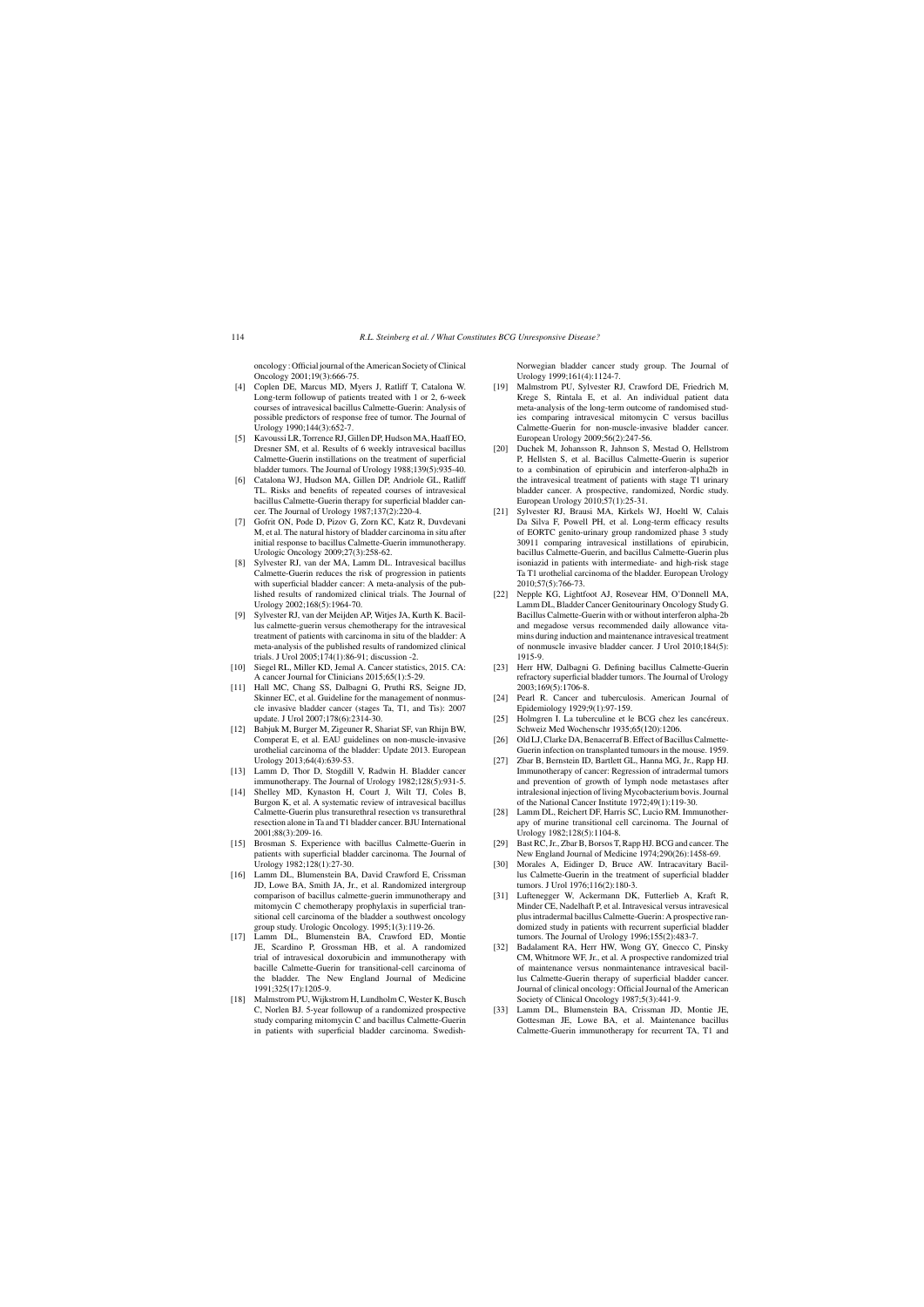oncology : Official journal of the American Society of Clinical Oncology 2001;19(3):666-75.

[4] Coplen DE, Marcus MD, Myers J, Ratliff T, Catalona W. Long-term followup of patients treated with 1 or 2, 6-week courses of intravesical bacillus Calmette-Guerin: Analysis of possible predictors of response free of tumor. The Journal of Urology 1990;144(3):652-7.

[5] Kavoussi LR, Torrence RJ, Gillen DP, Hudson MA, Haaff EO, Dresner SM, et al. Results of 6 weekly intravesical bacillus Calmette-Guerin instillations on the treatment of superficial bladder tumors. The Journal of Urology 1988;139(5):935-40.

[6] Catalona WJ, Hudson MA, Gillen DP, Andriole GL, Ratliff TL. Risks and benefits of repeated courses of intravesical bacillus Calmette-Guerin therapy for superficial bladder cancer. The Journal of Urology 1987;137(2):220-4.

[7] Gofrit ON, Pode D, Pizov G, Zorn KC, Katz R, Duvdevani M, et al. The natural history of bladder carcinoma in situ after initial response to bacillus Calmette-Guerin immunotherapy. Urologic Oncology 2009;27(3):258-62.

[8] Sylvester RJ, van der MA, Lamm DL. Intravesical bacillus Calmette-Guerin reduces the risk of progression in patients with superficial bladder cancer: A meta-analysis of the published results of randomized clinical trials. The Journal of Urology 2002;168(5):1964-70.

[9] Sylvester RJ, van der Meijden AP, Witjes JA, Kurth K. Bacillus calmette-guerin versus chemotherapy for the intravesical treatment of patients with carcinoma in situ of the bladder: A meta-analysis of the published results of randomized clinical trials. J Urol 2005;174(1):86-91; discussion -2.

[10] Siegel RL, Miller KD, Jemal A. Cancer statistics, 2015. CA: A cancer Journal for Clinicians 2015;65(1):5-29.

[11] Hall MC, Chang SS, Dalbagni G, Pruthi RS, Seigne JD, Skinner EC, et al. Guideline for the management of nonmuscle invasive bladder cancer (stages Ta, T1, and Tis): 2007 update. J Urol 2007;178(6):2314-30.

[12] Babjuk M, Burger M, Zigeuner R, Shariat SF, van Rhijn BW, Comperat E, et al. EAU guidelines on non-muscle-invasive urothelial carcinoma of the bladder: Update 2013. European Urology 2013;64(4):639-53.

[13] Lamm D, Thor D, Stogdill V, Radwin H. Bladder cancer immunotherapy. The Journal of Urology 1982;128(5):931-5.

[14] Shelley MD, Kynaston H, Court J, Wilt TJ, Coles B, Burgon K, et al. A systematic review of intravesical bacillus Calmette-Guerin plus transurethral resection vs transurethral resection alone in Ta and T1 bladder cancer. BJU International 2001;88(3):209-16.

[15] Brosman S. Experience with bacillus Calmette-Guerin in patients with superficial bladder carcinoma. The Journal of Urology 1982;128(1):27-30.

[16] Lamm DL, Blumenstein BA, David Crawford E, Crissman JD, Lowe BA, Smith JA, Jr., et al. Randomized intergroup comparison of bacillus calmette-guerin immunotherapy and mitomycin C chemotherapy prophylaxis in superficial transitional cell carcinoma of the bladder a southwest oncology group study. Urologic Oncology. 1995;1(3):119-26.

[17] Lamm DL, Blumenstein BA, Crawford ED, Montie JE, Scardino P, Grossman HB, et al. A randomized trial of intravesical doxorubicin and immunotherapy with bacille Calmette-Guerin for transitional-cell carcinoma of the bladder. The New England Journal of Medicine 1991;325(17):1205-9.

[18] Malmstrom PU, Wijkstrom H, Lundholm C, Wester K, Busch C, Norlen BJ. 5-year followup of a randomized prospective study comparing mitomycin C and bacillus Calmette-Guerin in patients with superficial bladder carcinoma. Swedish-Norwegian bladder cancer study group. The Journal of Urology 1999;161(4):1124-7.

[19] Malmstrom PU, Sylvester RJ, Crawford DE, Friedrich M, Krege S, Rintala E, et al. An individual patient data meta-analysis of the long-term outcome of randomised studies comparing intravesical mitomycin C versus bacillus Calmette-Guerin for non-muscle-invasive bladder cancer. European Urology 2009;56(2):247-56.

[20] Duchek M, Johansson R, Jahnson S, Mestad O, Hellstrom P, Hellsten S, et al. Bacillus Calmette-Guerin is superior to a combination of epirubicin and interferon-alpha2b in the intravesical treatment of patients with stage T1 urinary bladder cancer. A prospective, randomized, Nordic study. European Urology 2010;57(1):25-31.

[21] Sylvester RJ, Brausi MA, Kirkels WJ, Hoeltl W, Calais Da Silva F, Powell PH, et al. Long-term efficacy results of EORTC genito-urinary group randomized phase 3 study 30911 comparing intravesical instillations of epirubicin, bacillus Calmette-Guerin, and bacillus Calmette-Guerin plus isoniazid in patients with intermediate- and high-risk stage Ta T1 urothelial carcinoma of the bladder. European Urology 2010;57(5):766-73.

[22] Nepple KG, Lightfoot AJ, Rosevear HM, O'Donnell MA, Lamm DL, Bladder Cancer Genitourinary Oncology Study G. Bacillus Calmette-Guerin with or without interferon alpha-2b and megadose versus recommended daily allowance vitamins during induction and maintenance intravesical treatment of nonmuscle invasive bladder cancer. J Urol 2010;184(5):1915-9.

[23] Herr HW, Dalbagni G. Defining bacillus Calmette-Guerin refractory superficial bladder tumors. The Journal of Urology 2003;169(5):1706-8.

[24] Pearl R. Cancer and tuberculosis. American Journal of Epidemiology 1929;9(1):97-159.

[25] Holmgren I. La tuberculine et le BCG chez les cancéreux. Schweiz Med Wochenschr 1935;65(120):1206.

[26] Old LJ, Clarke DA, Benacerraf B. Effect of Bacillus Calmette-Guerin infection on transplanted tumours in the mouse. 1959.

[27] Zbar B, Bernstein ID, Bartlett GL, Hanna MG, Jr., Rapp HJ. Immunotherapy of cancer: Regression of intradermal tumors and prevention of growth of lymph node metastases after intralesional injection of living Mycobacterium bovis. Journal of the National Cancer Institute 1972;49(1):119-30.

[28] Lamm DL, Reichert DF, Harris SC, Lucio RM. Immunotherapy of murine transitional cell carcinoma. The Journal of Urology 1982;128(5):1104-8.

[29] Bast RC, Jr., Zbar B, Borsos T, Rapp HJ. BCG and cancer. The New England Journal of Medicine 1974;290(26):1458-69.

[30] Morales A, Eidinger D, Bruce AW. Intracavitary Bacillus Calmette-Guerin in the treatment of superficial bladder tumors. J Urol 1976;116(2):180-3.

[31] Luftenegger W, Ackermann DK, Futterlieb A, Kraft R, Minder CE, Nadelhaft P, et al. Intravesical versus intravesical plus intradermal bacillus Calmette-Guerin: A prospective randomized study in patients with recurrent superficial bladder tumors. The Journal of Urology 1996;155(2):483-7.

[32] Badalament RA, Herr HW, Wong GY, Gnecco C, Pinsky CM, Whitmore WF, Jr., et al. A prospective randomized trial of maintenance versus nonmaintenance intravesical bacillus Calmette-Guerin therapy of superficial bladder cancer. Journal of clinical oncology: Official Journal of the American Society of Clinical Oncology 1987;5(3):441-9.

[33] Lamm DL, Blumenstein BA, Crissman JD, Montie JE, Gottesman JE, Lowe BA, et al. Maintenance bacillus Calmette-Guerin immunotherapy for recurrent TA, T1 and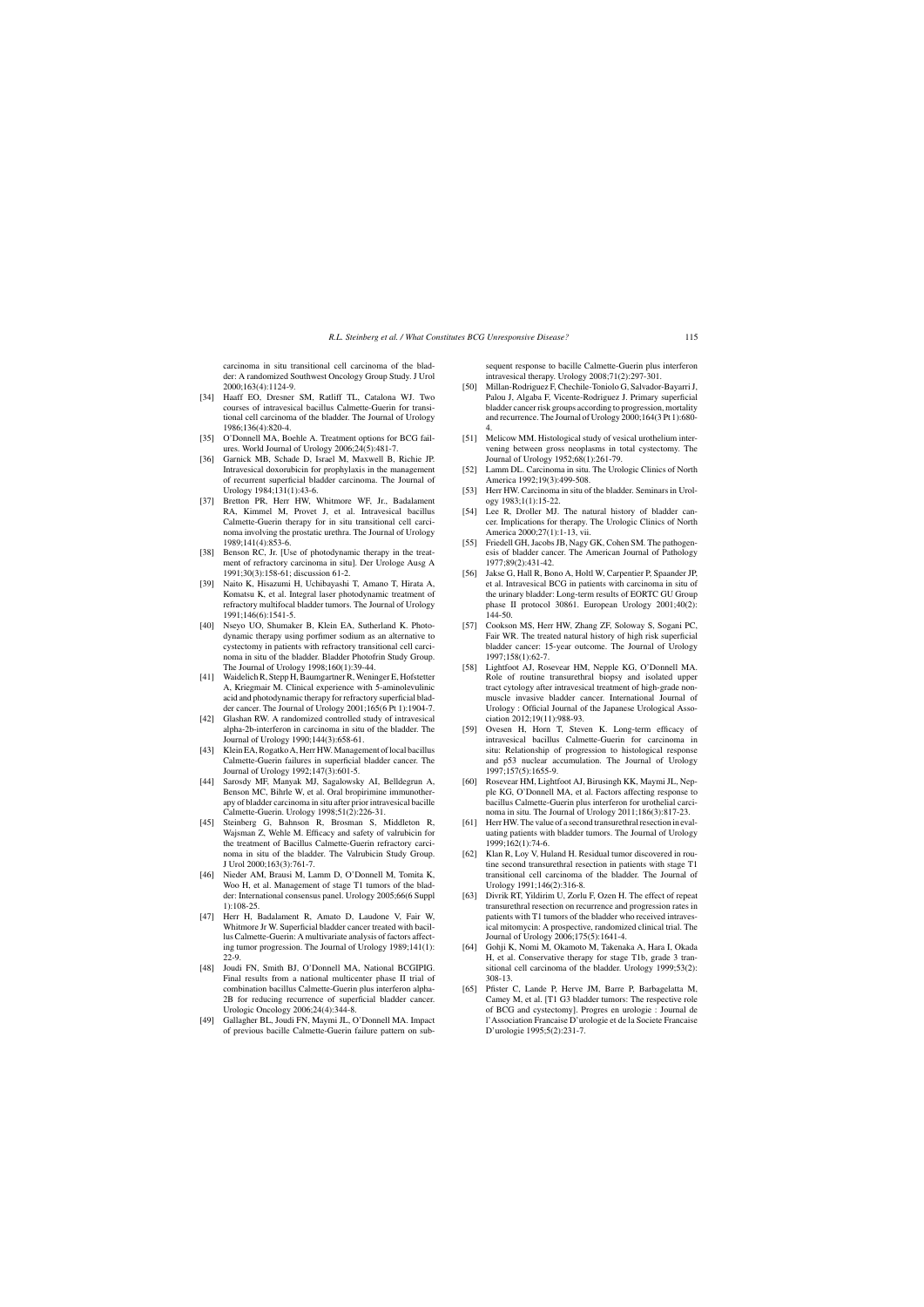carcinoma in situ transitional cell carcinoma of the bladder: A randomized Southwest Oncology Group Study. J Urol 2000;163(4):1124-9.

[34] Haaff EO, Dresner SM, Ratliff TL, Catalona WJ. Two courses of intravesical bacillus Calmette-Guerin for transitional cell carcinoma of the bladder. The Journal of Urology 1986;136(4):820-4.

[35] O'Donnell MA, Boehle A. Treatment options for BCG failures. World Journal of Urology 2006;24(5):481-7.

[36] Garnick MB, Schade D, Israel M, Maxwell B, Richie JP. Intravesical doxorubicin for prophylaxis in the management of recurrent superficial bladder carcinoma. The Journal of Urology 1984;131(1):43-6.

[37] Bretton PR, Herr HW, Whitmore WF, Jr., Badalament RA, Kimmel M, Provet J, et al. Intravesical bacillus Calmette-Guerin therapy for in situ transitional cell carcinoma involving the prostatic urethra. The Journal of Urology 1989;141(4):853-6.

[38] Benson RC, Jr. [Use of photodynamic therapy in the treatment of refractory carcinoma in situ]. Der Urologe Ausg A 1991;30(3):158-61; discussion 61-2.

[39] Naito K, Hisazumi H, Uchibayashi T, Amano T, Hirata A, Komatsu K, et al. Integral laser photodynamic treatment of refractory multifocal bladder tumors. The Journal of Urology 1991;146(6):1541-5.

[40] Nseyo UO, Shumaker B, Klein EA, Sutherland K. Photodynamic therapy using porfimer sodium as an alternative to cystectomy in patients with refractory transitional cell carcinoma in situ of the bladder. Bladder Photofrin Study Group. The Journal of Urology 1998;160(1):39-44.

[41] Waidelich R, Stepp H, Baumgartner R, Weninger E, Hofstetter A, Kriegmair M. Clinical experience with 5-aminolevulinic acid and photodynamic therapy for refractory superficial bladder cancer. The Journal of Urology 2001;165(6 Pt 1):1904-7.

[42] Glashan RW. A randomized controlled study of intravesical alpha-2b-interferon in carcinoma in situ of the bladder. The Journal of Urology 1990;144(3):658-61.

[43] Klein EA, Rogatko A, Herr HW. Management of local bacillus Calmette-Guerin failures in superficial bladder cancer. The Journal of Urology 1992;147(3):601-5.

[44] Sarosdy MF, Manyak MJ, Sagalowsky AI, Belldegrun A, Benson MC, Bihrle W, et al. Oral bropirimine immunotherapy of bladder carcinoma in situ after prior intravesical bacille Calmette-Guerin. Urology 1998;51(2):226-31.

[45] Steinberg G, Bahnson R, Brosman S, Middleton R, Wajsman Z, Wehle M. Efficacy and safety of valrubicin for the treatment of Bacillus Calmette-Guerin refractory carcinoma in situ of the bladder. The Valrubicin Study Group. J Urol 2000;163(3):761-7.

[46] Nieder AM, Brausi M, Lamm D, O'Donnell M, Tomita K, Woo H, et al. Management of stage T1 tumors of the bladder: International consensus panel. Urology 2005;66(6 Suppl 1):108-25.

[47] Herr H, Badalament R, Amato D, Laudone V, Fair W, Whitmore Jr W. Superficial bladder cancer treated with bacillus Calmette-Guerin: A multivariate analysis of factors affecting tumor progression. The Journal of Urology 1989;141(1):22-9.

[48] Joudi FN, Smith BJ, O'Donnell MA, National BCGIPIG. Final results from a national multicenter phase II trial of combination bacillus Calmette-Guerin plus interferon alpha-2B for reducing recurrence of superficial bladder cancer. Urologic Oncology 2006;24(4):344-8.

[49] Gallagher BL, Joudi FN, Maymi JL, O'Donnell MA. Impact of previous bacille Calmette-Guerin failure pattern on subsequent response to bacille Calmette-Guerin plus interferon intravesical therapy. Urology 2008;71(2):297-301.

[50] Millan-Rodriguez F, Chechile-Toniolo G, Salvador-Bayarri J, Palou J, Algaba F, Vicente-Rodriguez J. Primary superficial bladder cancer risk groups according to progression, mortality and recurrence. The Journal of Urology 2000;164(3 Pt 1):680-4.

[51] Melicow MM. Histological study of vesical urothelium intervening between gross neoplasms in total cystectomy. The Journal of Urology 1952;68(1):261-79.

[52] Lamm DL. Carcinoma in situ. The Urologic Clinics of North America 1992;19(3):499-508.

[53] Herr HW. Carcinoma in situ of the bladder. Seminars in Urology 1983;1(1):15-22.

[54] Lee R, Droller MJ. The natural history of bladder cancer. Implications for therapy. The Urologic Clinics of North America 2000;27(1):1-13, vii.

[55] Friedell GH, Jacobs JB, Nagy GK, Cohen SM. The pathogenesis of bladder cancer. The American Journal of Pathology 1977;89(2):431-42.

[56] Jakse G, Hall R, Bono A, Holtl W, Carpentier P, Spaander JP, et al. Intravesical BCG in patients with carcinoma in situ of the urinary bladder: Long-term results of EORTC GU Group phase II protocol 30861. European Urology 2001;40(2):144-50.

[57] Cookson MS, Herr HW, Zhang ZF, Soloway S, Sogani PC, Fair WR. The treated natural history of high risk superficial bladder cancer: 15-year outcome. The Journal of Urology 1997;158(1):62-7.

[58] Lightfoot AJ, Rosevear HM, Nepple KG, O'Donnell MA. Role of routine transurethral biopsy and isolated upper tract cytology after intravesical treatment of high-grade non-muscle invasive bladder cancer. International Journal of Urology : Official Journal of the Japanese Urological Association 2012;19(11):988-93.

[59] Ovesen H, Horn T, Steven K. Long-term efficacy of intravesical bacillus Calmette-Guerin for carcinoma in situ: Relationship of progression to histological response and p53 nuclear accumulation. The Journal of Urology 1997;157(5):1655-9.

[60] Rosevear HM, Lightfoot AJ, Birusingh KK, Maymi JL, Nepple KG, O'Donnell MA, et al. Factors affecting response to bacillus Calmette-Guerin plus interferon for urothelial carcinoma in situ. The Journal of Urology 2011;186(3):817-23.

[61] Herr HW. The value of a second transurethral resection in evaluating patients with bladder tumors. The Journal of Urology 1999;162(1):74-6.

[62] Klan R, Loy V, Huland H. Residual tumor discovered in routine second transurethral resection in patients with stage T1 transitional cell carcinoma of the bladder. The Journal of Urology 1991;146(2):316-8.

[63] Divrik RT, Yildirim U, Zorlu F, Ozen H. The effect of repeat transurethral resection on recurrence and progression rates in patients with T1 tumors of the bladder who received intravesical mitomycin: A prospective, randomized clinical trial. The Journal of Urology 2006;175(5):1641-4.

[64] Gohji K, Nomi M, Okamoto M, Takenaka A, Hara I, Okada H, et al. Conservative therapy for stage T1b, grade 3 transitional cell carcinoma of the bladder. Urology 1999;53(2):308-13.

[65] Pfister C, Lande P, Herve JM, Barre P, Barbagelatta M, Camey M, et al. [T1 G3 bladder tumors: The respective role of BCG and cystectomy]. Progres en urologie : Journal de l'Association Francaise D'urologie et de la Societe Francaise D'urologie 1995;5(2):231-7.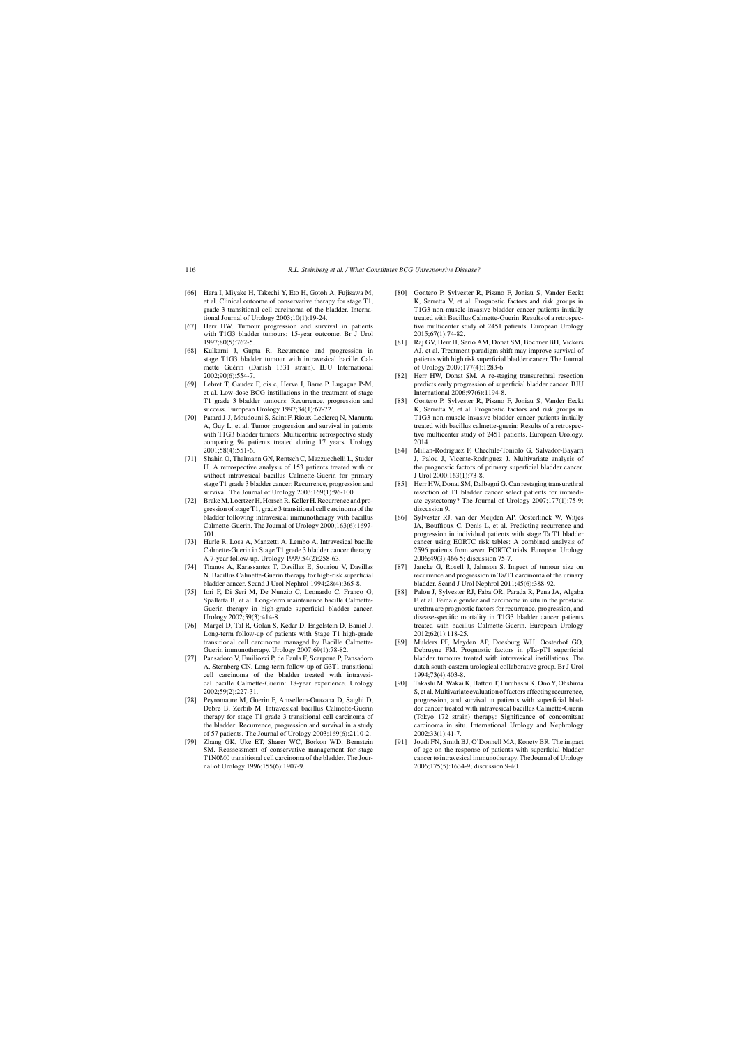[66] Hara I, Miyake H, Takechi Y, Eto H, Gotoh A, Fujisawa M, et al. Clinical outcome of conservative therapy for stage T1, grade 3 transitional cell carcinoma of the bladder. International Journal of Urology 2003;10(1):19-24.

[67] Herr HW. Tumour progression and survival in patients with T1G3 bladder tumours: 15-year outcome. Br J Urol 1997;80(5):762-5.

[68] Kulkarni J, Gupta R. Recurrence and progression in stage T1G3 bladder tumour with intravesical bacille Calmette Guérin (Danish 1331 strain). BJU International 2002;90(6):554-7.

[69] Lebret T, Gaudez F, ois c, Herve J, Barre P, Lugagne P-M, et al. Low-dose BCG instillations in the treatment of stage T1 grade 3 bladder tumours: Recurrence, progression and success. European Urology 1997;34(1):67-72.

[70] Patard J-J, Moudouni S, Saint F, Rioux-Leclercq N, Manunta A, Guy L, et al. Tumor progression and survival in patients with T1G3 bladder tumors: Multicentric retrospective study comparing 94 patients treated during 17 years. Urology 2001;58(4):551-6.

[71] Shahin O, Thalmann GN, Rentsch C, Mazzucchelli L, Studer U. A retrospective analysis of 153 patients treated with or without intravesical bacillus Calmette-Guerin for primary stage T1 grade 3 bladder cancer: Recurrence, progression and survival. The Journal of Urology 2003;169(1):96-100.

[72] Brake M, Loertzer H, Horsch R, Keller H. Recurrence and progression of stage T1, grade 3 transitional cell carcinoma of the bladder following intravesical immunotherapy with bacillus Calmette-Guerin. The Journal of Urology 2000;163(6):1697-701.

[73] Hurle R, Losa A, Manzetti A, Lembo A. Intravesical bacille Calmette-Guerin in Stage T1 grade 3 bladder cancer therapy: A 7-year follow-up. Urology 1999;54(2):258-63.

[74] Thanos A, Karassantes T, Davillas E, Sotiriou V, Davillas N. Bacillus Calmette-Guerin therapy for high-risk superficial bladder cancer. Scand J Urol Nephrol 1994;28(4):365-8.

[75] Iori F, Di Seri M, De Nunzio C, Leonardo C, Franco G, Spalletta B, et al. Long-term maintenance bacille Calmette-Guerin therapy in high-grade superficial bladder cancer. Urology 2002;59(3):414-8.

[76] Margel D, Tal R, Golan S, Kedar D, Engelstein D, Baniel J. Long-term follow-up of patients with Stage T1 high-grade transitional cell carcinoma managed by Bacille Calmette-Guerin immunotherapy. Urology 2007;69(1):78-82.

[77] Pansadoro V, Emiliozzi P, de Paula F, Scarpone P, Pansadoro A, Sternberg CN. Long-term follow-up of G3T1 transitional cell carcinoma of the bladder treated with intravesical bacille Calmette-Guerin: 18-year experience. Urology 2002;59(2):227-31.

[78] Peyromaure M, Guerin F, Amsellem-Ouazana D, Saighi D, Debre B, Zerbib M. Intravesical bacillus Calmette-Guerin therapy for stage T1 grade 3 transitional cell carcinoma of the bladder: Recurrence, progression and survival in a study of 57 patients. The Journal of Urology 2003;169(6):2110-2.

[79] Zhang GK, Uke ET, Sharer WC, Borkon WD, Bernstein SM. Reassessment of conservative management for stage T1N0M0 transitional cell carcinoma of the bladder. The Journal of Urology 1996;155(6):1907-9.

[80] Gontero P, Sylvester R, Pisano F, Joniau S, Vander Eeckt K, Serretta V, et al. Prognostic factors and risk groups in T1G3 non-muscle-invasive bladder cancer patients initially treated with Bacillus Calmette-Guerin: Results of a retrospective multicenter study of 2451 patients. European Urology 2015;67(1):74-82.

[81] Raj GV, Herr H, Serio AM, Donat SM, Bochner BH, Vickers AJ, et al. Treatment paradigm shift may improve survival of patients with high risk superficial bladder cancer. The Journal of Urology 2007;177(4):1283-6.

[82] Herr HW, Donat SM. A re-staging transurethral resection predicts early progression of superficial bladder cancer. BJU International 2006;97(6):1194-8.

[83] Gontero P, Sylvester R, Pisano F, Joniau S, Vander Eeckt K, Serretta V, et al. Prognostic factors and risk groups in T1G3 non-muscle-invasive bladder cancer patients initially treated with bacillus calmette-guerin: Results of a retrospective multicenter study of 2451 patients. European Urology. 2014.

[84] Millan-Rodriguez F, Chechile-Toniolo G, Salvador-Bayarri J, Palou J, Vicente-Rodriguez J. Multivariate analysis of the prognostic factors of primary superficial bladder cancer. J Urol 2000;163(1):73-8.

[85] Herr HW, Donat SM, Dalbagni G. Can restaging transurethral resection of T1 bladder cancer select patients for immediate cystectomy? The Journal of Urology 2007;177(1):75-9; discussion 9.

[86] Sylvester RJ, van der Meijden AP, Oosterlinck W, Witjes JA, Bouffioux C, Denis L, et al. Predicting recurrence and progression in individual patients with stage Ta T1 bladder cancer using EORTC risk tables: A combined analysis of 2596 patients from seven EORTC trials. European Urology 2006;49(3):466-5; discussion 75-7.

[87] Jancke G, Rosell J, Jahnson S. Impact of tumour size on recurrence and progression in Ta/T1 carcinoma of the urinary bladder. Scand J Urol Nephrol 2011;45(6):388-92.

[88] Palou J, Sylvester RJ, Faba OR, Parada R, Pena JA, Algaba F, et al. Female gender and carcinoma in situ in the prostatic urethra are prognostic factors for recurrence, progression, and disease-specific mortality in T1G3 bladder cancer patients treated with bacillus Calmette-Guerin. European Urology 2012;62(1):118-25.

[89] Mulders PF, Meyden AP, Doesburg WH, Oosterhof GO, Debruyne FM. Prognostic factors in pTa-pT1 superficial bladder tumours treated with intravesical instillations. The dutch south-eastern urological collaborative group. Br J Urol 1994;73(4):403-8.

[90] Takashi M, Wakai K, Hattori T, Furuhashi K, Ono Y, Ohshima S, et al. Multivariate evaluation of factors affecting recurrence, progression, and survival in patients with superficial bladder cancer treated with intravesical bacillus Calmette-Guerin (Tokyo 172 strain) therapy: Significance of concomitant carcinoma in situ. International Urology and Nephrology 2002;33(1):41-7.

[91] Joudi FN, Smith BJ, O'Donnell MA, Konety BR. The impact of age on the response of patients with superficial bladder cancer to intravesical immunotherapy. The Journal of Urology 2006;175(5):1634-9; discussion 9-40.